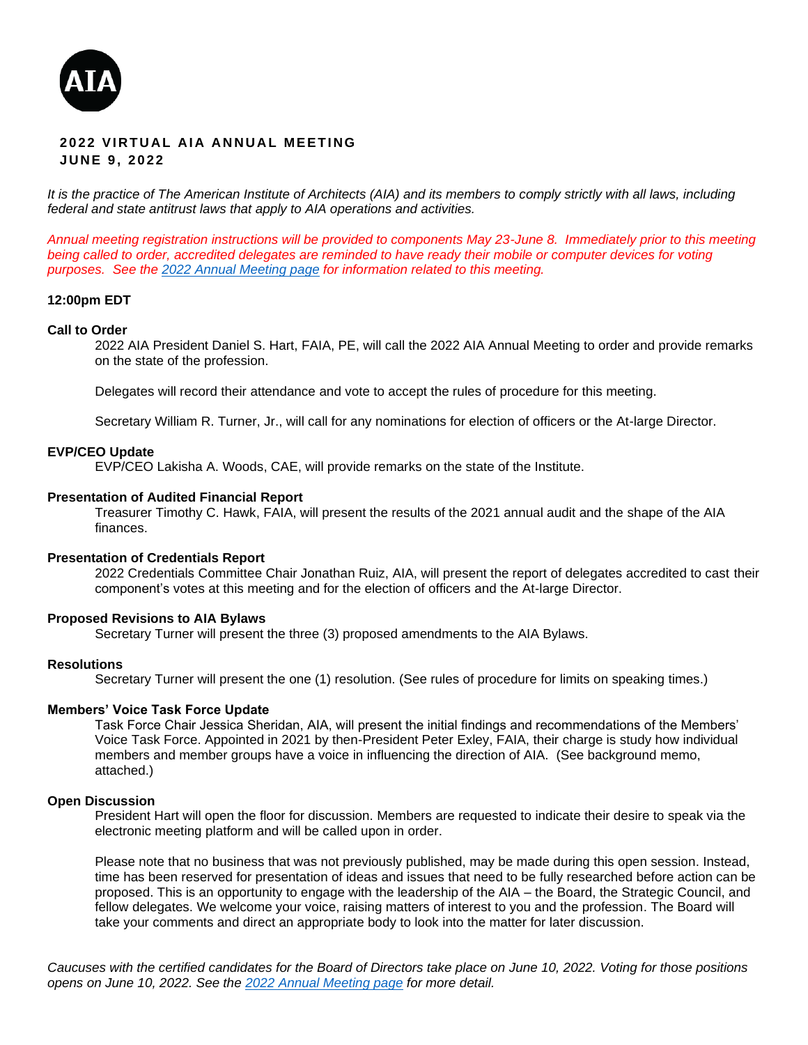AIA

# 2022 VIRTUAL AIA ANNUAL MEETING
## JUNE 9, 2022

*It is the practice of The American Institute of Architects (AIA) and its members to comply strictly with all laws, including federal and state antitrust laws that apply to AIA operations and activities.*

*Annual meeting registration instructions will be provided to components May 23-June 8. Immediately prior to this meeting being called to order, accredited delegates are reminded to have ready their mobile or computer devices for voting purposes. See the [2022 Annual Meeting page]() for information related to this meeting.*

**12:00pm EDT**

**Call to Order**

2022 AIA President Daniel S. Hart, FAIA, PE, will call the 2022 AIA Annual Meeting to order and provide remarks on the state of the profession.

Delegates will record their attendance and vote to accept the rules of procedure for this meeting.

Secretary William R. Turner, Jr., will call for any nominations for election of officers or the At-large Director.

**EVP/CEO Update**

EVP/CEO Lakisha A. Woods, CAE, will provide remarks on the state of the Institute.

**Presentation of Audited Financial Report**

Treasurer Timothy C. Hawk, FAIA, will present the results of the 2021 annual audit and the shape of the AIA finances.

**Presentation of Credentials Report**

2022 Credentials Committee Chair Jonathan Ruiz, AIA, will present the report of delegates accredited to cast their component's votes at this meeting and for the election of officers and the At-large Director.

**Proposed Revisions to AIA Bylaws**

Secretary Turner will present the three (3) proposed amendments to the AIA Bylaws.

**Resolutions**

Secretary Turner will present the one (1) resolution. (See rules of procedure for limits on speaking times.)

**Members' Voice Task Force Update**

Task Force Chair Jessica Sheridan, AIA, will present the initial findings and recommendations of the Members' Voice Task Force. Appointed in 2021 by then-President Peter Exley, FAIA, their charge is study how individual members and member groups have a voice in influencing the direction of AIA. (See background memo, attached.)

**Open Discussion**

President Hart will open the floor for discussion. Members are requested to indicate their desire to speak via the electronic meeting platform and will be called upon in order.

Please note that no business that was not previously published, may be made during this open session. Instead, time has been reserved for presentation of ideas and issues that need to be fully researched before action can be proposed. This is an opportunity to engage with the leadership of the AIA – the Board, the Strategic Council, and fellow delegates. We welcome your voice, raising matters of interest to you and the profession. The Board will take your comments and direct an appropriate body to look into the matter for later discussion.

*Caucuses with the certified candidates for the Board of Directors take place on June 10, 2022. Voting for those positions opens on June 10, 2022. See the [2022 Annual Meeting page]() for more detail.*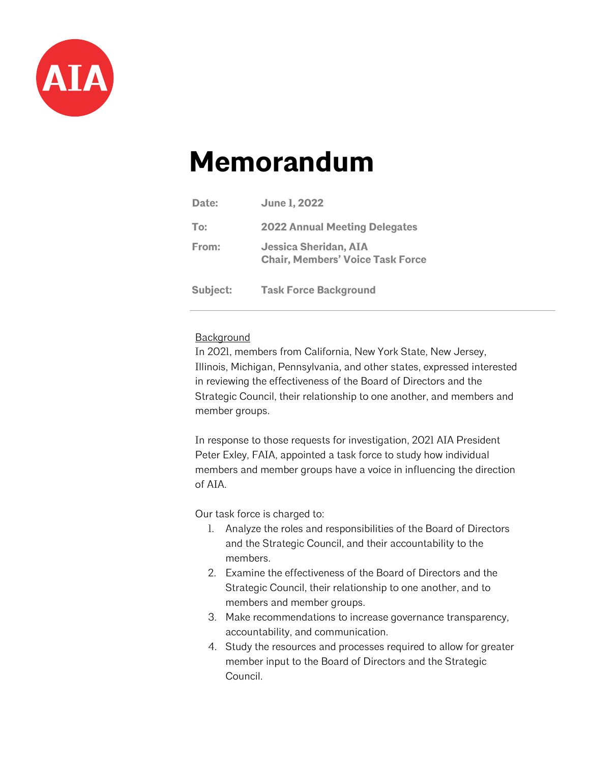# Memorandum

| | |
|---|---|
| **Date:** | **June 1, 2022** |
| **To:** | **2022 Annual Meeting Delegates** |
| **From:** | **Jessica Sheridan, AIA**<br>**Chair, Members' Voice Task Force** |
| **Subject:** | **Task Force Background** |

---

Background

In 2021, members from California, New York State, New Jersey, Illinois, Michigan, Pennsylvania, and other states, expressed interested in reviewing the effectiveness of the Board of Directors and the Strategic Council, their relationship to one another, and members and member groups.

In response to those requests for investigation, 2021 AIA President Peter Exley, FAIA, appointed a task force to study how individual members and member groups have a voice in influencing the direction of AIA.

Our task force is charged to:

1. Analyze the roles and responsibilities of the Board of Directors and the Strategic Council, and their accountability to the members.
2. Examine the effectiveness of the Board of Directors and the Strategic Council, their relationship to one another, and to members and member groups.
3. Make recommendations to increase governance transparency, accountability, and communication.
4. Study the resources and processes required to allow for greater member input to the Board of Directors and the Strategic Council.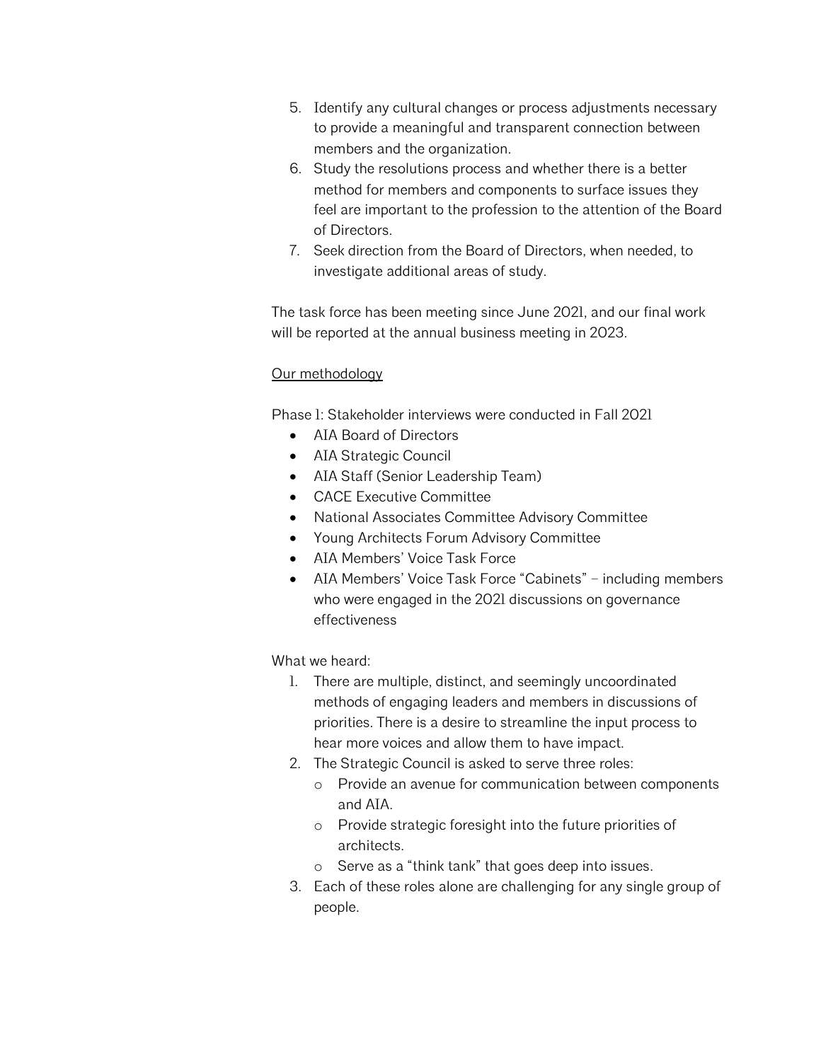5. Identify any cultural changes or process adjustments necessary to provide a meaningful and transparent connection between members and the organization.
6. Study the resolutions process and whether there is a better method for members and components to surface issues they feel are important to the profession to the attention of the Board of Directors.
7. Seek direction from the Board of Directors, when needed, to investigate additional areas of study.

The task force has been meeting since June 2021, and our final work will be reported at the annual business meeting in 2023.

<u>Our methodology</u>

Phase 1: Stakeholder interviews were conducted in Fall 2021

- AIA Board of Directors
- AIA Strategic Council
- AIA Staff (Senior Leadership Team)
- CACE Executive Committee
- National Associates Committee Advisory Committee
- Young Architects Forum Advisory Committee
- AIA Members' Voice Task Force
- AIA Members' Voice Task Force "Cabinets" – including members who were engaged in the 2021 discussions on governance effectiveness

What we heard:

1. There are multiple, distinct, and seemingly uncoordinated methods of engaging leaders and members in discussions of priorities. There is a desire to streamline the input process to hear more voices and allow them to have impact.
2. The Strategic Council is asked to serve three roles:
   - Provide an avenue for communication between components and AIA.
   - Provide strategic foresight into the future priorities of architects.
   - Serve as a "think tank" that goes deep into issues.
3. Each of these roles alone are challenging for any single group of people.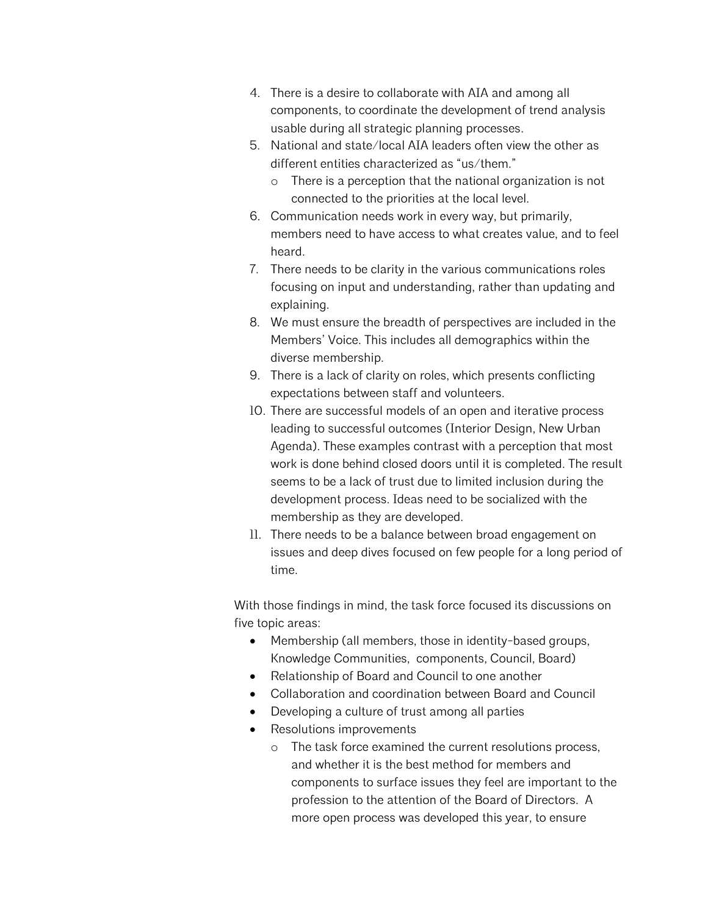4. There is a desire to collaborate with AIA and among all components, to coordinate the development of trend analysis usable during all strategic planning processes.
5. National and state/local AIA leaders often view the other as different entities characterized as "us/them."
   - There is a perception that the national organization is not connected to the priorities at the local level.
6. Communication needs work in every way, but primarily, members need to have access to what creates value, and to feel heard.
7. There needs to be clarity in the various communications roles focusing on input and understanding, rather than updating and explaining.
8. We must ensure the breadth of perspectives are included in the Members' Voice. This includes all demographics within the diverse membership.
9. There is a lack of clarity on roles, which presents conflicting expectations between staff and volunteers.
10. There are successful models of an open and iterative process leading to successful outcomes (Interior Design, New Urban Agenda). These examples contrast with a perception that most work is done behind closed doors until it is completed. The result seems to be a lack of trust due to limited inclusion during the development process. Ideas need to be socialized with the membership as they are developed.
11. There needs to be a balance between broad engagement on issues and deep dives focused on few people for a long period of time.

With those findings in mind, the task force focused its discussions on five topic areas:

- Membership (all members, those in identity-based groups, Knowledge Communities, components, Council, Board)
- Relationship of Board and Council to one another
- Collaboration and coordination between Board and Council
- Developing a culture of trust among all parties
- Resolutions improvements
  - The task force examined the current resolutions process, and whether it is the best method for members and components to surface issues they feel are important to the profession to the attention of the Board of Directors. A more open process was developed this year, to ensure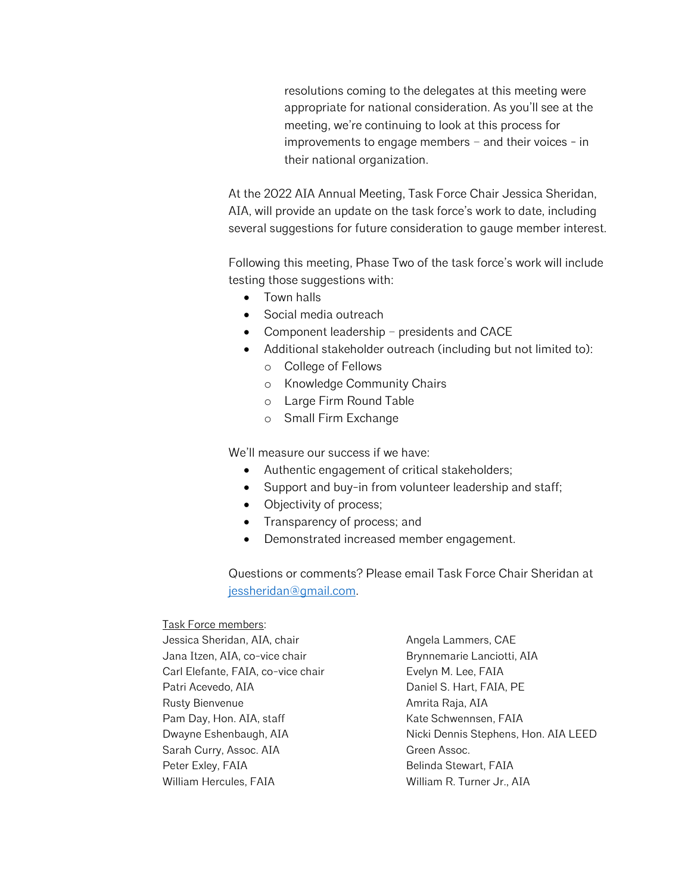resolutions coming to the delegates at this meeting were appropriate for national consideration. As you'll see at the meeting, we're continuing to look at this process for improvements to engage members – and their voices – in their national organization.

At the 2022 AIA Annual Meeting, Task Force Chair Jessica Sheridan, AIA, will provide an update on the task force's work to date, including several suggestions for future consideration to gauge member interest.

Following this meeting, Phase Two of the task force's work will include testing those suggestions with:

- Town halls
- Social media outreach
- Component leadership – presidents and CACE
- Additional stakeholder outreach (including but not limited to):
  - College of Fellows
  - Knowledge Community Chairs
  - Large Firm Round Table
  - Small Firm Exchange

We'll measure our success if we have:

- Authentic engagement of critical stakeholders;
- Support and buy-in from volunteer leadership and staff;
- Objectivity of process;
- Transparency of process; and
- Demonstrated increased member engagement.

Questions or comments? Please email Task Force Chair Sheridan at [jessheridan@gmail.com](mailto:jessheridan@gmail.com).

Task Force members:

Jessica Sheridan, AIA, chair
Jana Itzen, AIA, co-vice chair
Carl Elefante, FAIA, co-vice chair
Patri Acevedo, AIA
Rusty Bienvenue
Pam Day, Hon. AIA, staff
Dwayne Eshenbaugh, AIA
Sarah Curry, Assoc. AIA
Peter Exley, FAIA
William Hercules, FAIA
Angela Lammers, CAE
Brynnemarie Lanciotti, AIA
Evelyn M. Lee, FAIA
Daniel S. Hart, FAIA, PE
Amrita Raja, AIA
Kate Schwennsen, FAIA
Nicki Dennis Stephens, Hon. AIA LEED Green Assoc.
Belinda Stewart, FAIA
William R. Turner Jr., AIA